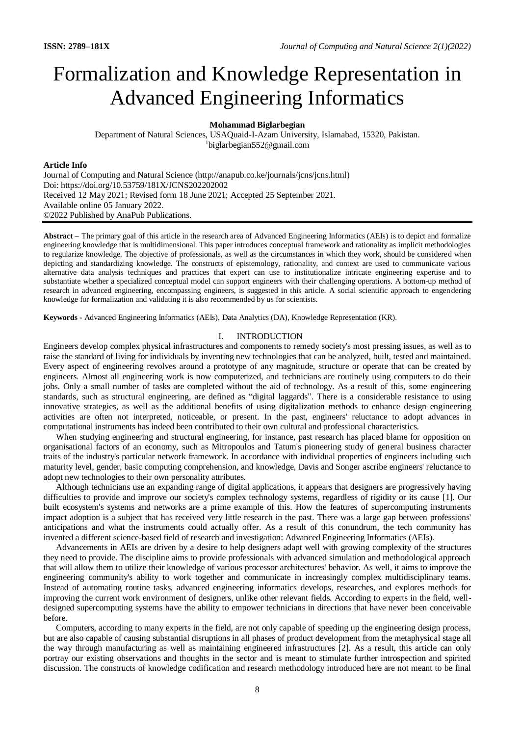# Formalization and Knowledge Representation in Advanced Engineering Informatics

**Mohammad Biglarbegian**

Department of Natural Sciences, USAQuaid-I-Azam University, Islamabad, 15320, Pakistan.
[1]biglarbegian552@gmail.com

**Article Info**

Journal of Computing and Natural Science (http://anapub.co.ke/journals/jcns/jcns.html)
Doi: https://doi.org/10.53759/181X/JCNS202202002
Received 12 May 2021; Revised form 18 June 2021; Accepted 25 September 2021.
Available online 05 January 2022.
©2022 Published by AnaPub Publications.

**Abstract –** The primary goal of this article in the research area of Advanced Engineering Informatics (AEIs) is to depict and formalize engineering knowledge that is multidimensional. This paper introduces conceptual framework and rationality as implicit methodologies to regularize knowledge. The objective of professionals, as well as the circumstances in which they work, should be considered when depicting and standardizing knowledge. The constructs of epistemology, rationality, and context are used to communicate various alternative data analysis techniques and practices that expert can use to institutionalize intricate engineering expertise and to substantiate whether a specialized conceptual model can support engineers with their challenging operations. A bottom-up method of research in advanced engineering, encompassing engineers, is suggested in this article. A social scientific approach to engendering knowledge for formalization and validating it is also recommended by us for scientists.

**Keywords -** Advanced Engineering Informatics (AEIs), Data Analytics (DA), Knowledge Representation (KR).

## I. INTRODUCTION

Engineers develop complex physical infrastructures and components to remedy society's most pressing issues, as well as to raise the standard of living for individuals by inventing new technologies that can be analyzed, built, tested and maintained. Every aspect of engineering revolves around a prototype of any magnitude, structure or operate that can be created by engineers. Almost all engineering work is now computerized, and technicians are routinely using computers to do their jobs. Only a small number of tasks are completed without the aid of technology. As a result of this, some engineering standards, such as structural engineering, are defined as "digital laggards". There is a considerable resistance to using innovative strategies, as well as the additional benefits of using digitalization methods to enhance design engineering activities are often not interpreted, noticeable, or present. In the past, engineers' reluctance to adopt advances in computational instruments has indeed been contributed to their own cultural and professional characteristics.

When studying engineering and structural engineering, for instance, past research has placed blame for opposition on organisational factors of an economy, such as Mitropoulos and Tatum's pioneering study of general business character traits of the industry's particular network framework. In accordance with individual properties of engineers including such maturity level, gender, basic computing comprehension, and knowledge, Davis and Songer ascribe engineers' reluctance to adopt new technologies to their own personality attributes.

Although technicians use an expanding range of digital applications, it appears that designers are progressively having difficulties to provide and improve our society's complex technology systems, regardless of rigidity or its cause [1]. Our built ecosystem's systems and networks are a prime example of this. How the features of supercomputing instruments impact adoption is a subject that has received very little research in the past. There was a large gap between professions' anticipations and what the instruments could actually offer. As a result of this conundrum, the tech community has invented a different science-based field of research and investigation: Advanced Engineering Informatics (AEIs).

Advancements in AEIs are driven by a desire to help designers adapt well with growing complexity of the structures they need to provide. The discipline aims to provide professionals with advanced simulation and methodological approach that will allow them to utilize their knowledge of various processor architectures' behavior. As well, it aims to improve the engineering community's ability to work together and communicate in increasingly complex multidisciplinary teams. Instead of automating routine tasks, advanced engineering informatics develops, researches, and explores methods for improving the current work environment of designers, unlike other relevant fields. According to experts in the field, well-designed supercomputing systems have the ability to empower technicians in directions that have never been conceivable before.

Computers, according to many experts in the field, are not only capable of speeding up the engineering design process, but are also capable of causing substantial disruptions in all phases of product development from the metaphysical stage all the way through manufacturing as well as maintaining engineered infrastructures [2]. As a result, this article can only portray our existing observations and thoughts in the sector and is meant to stimulate further introspection and spirited discussion. The constructs of knowledge codification and research methodology introduced here are not meant to be final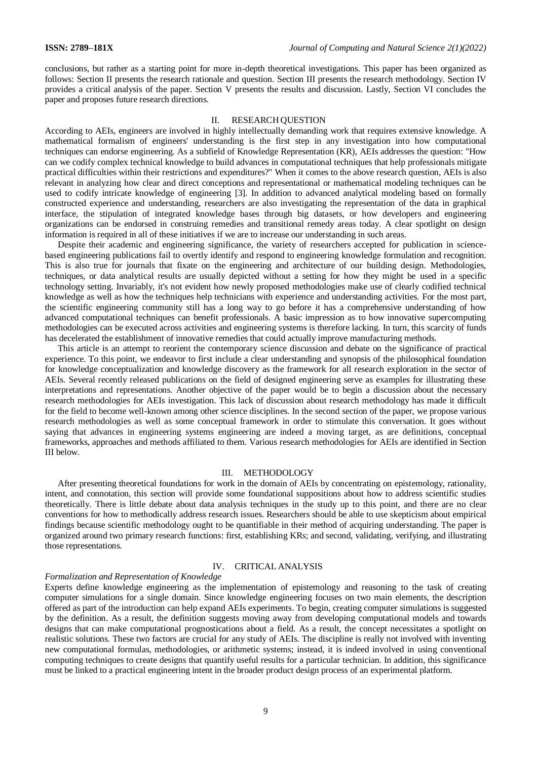conclusions, but rather as a starting point for more in-depth theoretical investigations. This paper has been organized as follows: Section II presents the research rationale and question. Section III presents the research methodology. Section IV provides a critical analysis of the paper. Section V presents the results and discussion. Lastly, Section VI concludes the paper and proposes future research directions.

## II. RESEARCH QUESTION

According to AEIs, engineers are involved in highly intellectually demanding work that requires extensive knowledge. A mathematical formalism of engineers' understanding is the first step in any investigation into how computational techniques can endorse engineering. As a subfield of Knowledge Representation (KR), AEIs addresses the question: "How can we codify complex technical knowledge to build advances in computational techniques that help professionals mitigate practical difficulties within their restrictions and expenditures?" When it comes to the above research question, AEIs is also relevant in analyzing how clear and direct conceptions and representational or mathematical modeling techniques can be used to codify intricate knowledge of engineering [3]. In addition to advanced analytical modeling based on formally constructed experience and understanding, researchers are also investigating the representation of the data in graphical interface, the stipulation of integrated knowledge bases through big datasets, or how developers and engineering organizations can be endorsed in construing remedies and transitional remedy areas today. A clear spotlight on design information is required in all of these initiatives if we are to increase our understanding in such areas.

Despite their academic and engineering significance, the variety of researchers accepted for publication in science-based engineering publications fail to overtly identify and respond to engineering knowledge formulation and recognition. This is also true for journals that fixate on the engineering and architecture of our building design. Methodologies, techniques, or data analytical results are usually depicted without a setting for how they might be used in a specific technology setting. Invariably, it's not evident how newly proposed methodologies make use of clearly codified technical knowledge as well as how the techniques help technicians with experience and understanding activities. For the most part, the scientific engineering community still has a long way to go before it has a comprehensive understanding of how advanced computational techniques can benefit professionals. A basic impression as to how innovative supercomputing methodologies can be executed across activities and engineering systems is therefore lacking. In turn, this scarcity of funds has decelerated the establishment of innovative remedies that could actually improve manufacturing methods.

This article is an attempt to reorient the contemporary science discussion and debate on the significance of practical experience. To this point, we endeavor to first include a clear understanding and synopsis of the philosophical foundation for knowledge conceptualization and knowledge discovery as the framework for all research exploration in the sector of AEIs. Several recently released publications on the field of designed engineering serve as examples for illustrating these interpretations and representations. Another objective of the paper would be to begin a discussion about the necessary research methodologies for AEIs investigation. This lack of discussion about research methodology has made it difficult for the field to become well-known among other science disciplines. In the second section of the paper, we propose various research methodologies as well as some conceptual framework in order to stimulate this conversation. It goes without saying that advances in engineering systems engineering are indeed a moving target, as are definitions, conceptual frameworks, approaches and methods affiliated to them. Various research methodologies for AEIs are identified in Section III below.

## III. METHODOLOGY

After presenting theoretical foundations for work in the domain of AEIs by concentrating on epistemology, rationality, intent, and connotation, this section will provide some foundational suppositions about how to address scientific studies theoretically. There is little debate about data analysis techniques in the study up to this point, and there are no clear conventions for how to methodically address research issues. Researchers should be able to use skepticism about empirical findings because scientific methodology ought to be quantifiable in their method of acquiring understanding. The paper is organized around two primary research functions: first, establishing KRs; and second, validating, verifying, and illustrating those representations.

## IV. CRITICAL ANALYSIS

### *Formalization and Representation of Knowledge*

Experts define knowledge engineering as the implementation of epistemology and reasoning to the task of creating computer simulations for a single domain. Since knowledge engineering focuses on two main elements, the description offered as part of the introduction can help expand AEIs experiments. To begin, creating computer simulations is suggested by the definition. As a result, the definition suggests moving away from developing computational models and towards designs that can make computational prognostications about a field. As a result, the concept necessitates a spotlight on realistic solutions. These two factors are crucial for any study of AEIs. The discipline is really not involved with inventing new computational formulas, methodologies, or arithmetic systems; instead, it is indeed involved in using conventional computing techniques to create designs that quantify useful results for a particular technician. In addition, this significance must be linked to a practical engineering intent in the broader product design process of an experimental platform.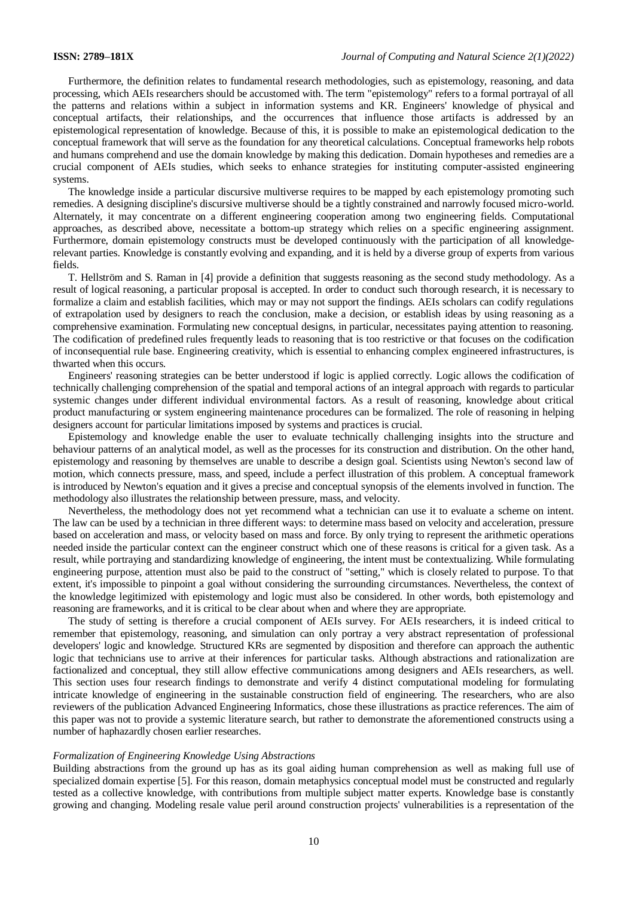Furthermore, the definition relates to fundamental research methodologies, such as epistemology, reasoning, and data processing, which AEIs researchers should be accustomed with. The term "epistemology" refers to a formal portrayal of all the patterns and relations within a subject in information systems and KR. Engineers' knowledge of physical and conceptual artifacts, their relationships, and the occurrences that influence those artifacts is addressed by an epistemological representation of knowledge. Because of this, it is possible to make an epistemological dedication to the conceptual framework that will serve as the foundation for any theoretical calculations. Conceptual frameworks help robots and humans comprehend and use the domain knowledge by making this dedication. Domain hypotheses and remedies are a crucial component of AEIs studies, which seeks to enhance strategies for instituting computer-assisted engineering systems.

The knowledge inside a particular discursive multiverse requires to be mapped by each epistemology promoting such remedies. A designing discipline's discursive multiverse should be a tightly constrained and narrowly focused micro-world. Alternately, it may concentrate on a different engineering cooperation among two engineering fields. Computational approaches, as described above, necessitate a bottom-up strategy which relies on a specific engineering assignment. Furthermore, domain epistemology constructs must be developed continuously with the participation of all knowledge-relevant parties. Knowledge is constantly evolving and expanding, and it is held by a diverse group of experts from various fields.

T. Hellström and S. Raman in [4] provide a definition that suggests reasoning as the second study methodology. As a result of logical reasoning, a particular proposal is accepted. In order to conduct such thorough research, it is necessary to formalize a claim and establish facilities, which may or may not support the findings. AEIs scholars can codify regulations of extrapolation used by designers to reach the conclusion, make a decision, or establish ideas by using reasoning as a comprehensive examination. Formulating new conceptual designs, in particular, necessitates paying attention to reasoning. The codification of predefined rules frequently leads to reasoning that is too restrictive or that focuses on the codification of inconsequential rule base. Engineering creativity, which is essential to enhancing complex engineered infrastructures, is thwarted when this occurs.

Engineers' reasoning strategies can be better understood if logic is applied correctly. Logic allows the codification of technically challenging comprehension of the spatial and temporal actions of an integral approach with regards to particular systemic changes under different individual environmental factors. As a result of reasoning, knowledge about critical product manufacturing or system engineering maintenance procedures can be formalized. The role of reasoning in helping designers account for particular limitations imposed by systems and practices is crucial.

Epistemology and knowledge enable the user to evaluate technically challenging insights into the structure and behaviour patterns of an analytical model, as well as the processes for its construction and distribution. On the other hand, epistemology and reasoning by themselves are unable to describe a design goal. Scientists using Newton's second law of motion, which connects pressure, mass, and speed, include a perfect illustration of this problem. A conceptual framework is introduced by Newton's equation and it gives a precise and conceptual synopsis of the elements involved in function. The methodology also illustrates the relationship between pressure, mass, and velocity.

Nevertheless, the methodology does not yet recommend what a technician can use it to evaluate a scheme on intent. The law can be used by a technician in three different ways: to determine mass based on velocity and acceleration, pressure based on acceleration and mass, or velocity based on mass and force. By only trying to represent the arithmetic operations needed inside the particular context can the engineer construct which one of these reasons is critical for a given task. As a result, while portraying and standardizing knowledge of engineering, the intent must be contextualizing. While formulating engineering purpose, attention must also be paid to the construct of "setting," which is closely related to purpose. To that extent, it's impossible to pinpoint a goal without considering the surrounding circumstances. Nevertheless, the context of the knowledge legitimized with epistemology and logic must also be considered. In other words, both epistemology and reasoning are frameworks, and it is critical to be clear about when and where they are appropriate.

The study of setting is therefore a crucial component of AEIs survey. For AEIs researchers, it is indeed critical to remember that epistemology, reasoning, and simulation can only portray a very abstract representation of professional developers' logic and knowledge. Structured KRs are segmented by disposition and therefore can approach the authentic logic that technicians use to arrive at their inferences for particular tasks. Although abstractions and rationalization are factionalized and conceptual, they still allow effective communications among designers and AEIs researchers, as well. This section uses four research findings to demonstrate and verify 4 distinct computational modeling for formulating intricate knowledge of engineering in the sustainable construction field of engineering. The researchers, who are also reviewers of the publication Advanced Engineering Informatics, chose these illustrations as practice references. The aim of this paper was not to provide a systemic literature search, but rather to demonstrate the aforementioned constructs using a number of haphazardly chosen earlier researches.

### *Formalization of Engineering Knowledge Using Abstractions*

Building abstractions from the ground up has as its goal aiding human comprehension as well as making full use of specialized domain expertise [5]. For this reason, domain metaphysics conceptual model must be constructed and regularly tested as a collective knowledge, with contributions from multiple subject matter experts. Knowledge base is constantly growing and changing. Modeling resale value peril around construction projects' vulnerabilities is a representation of the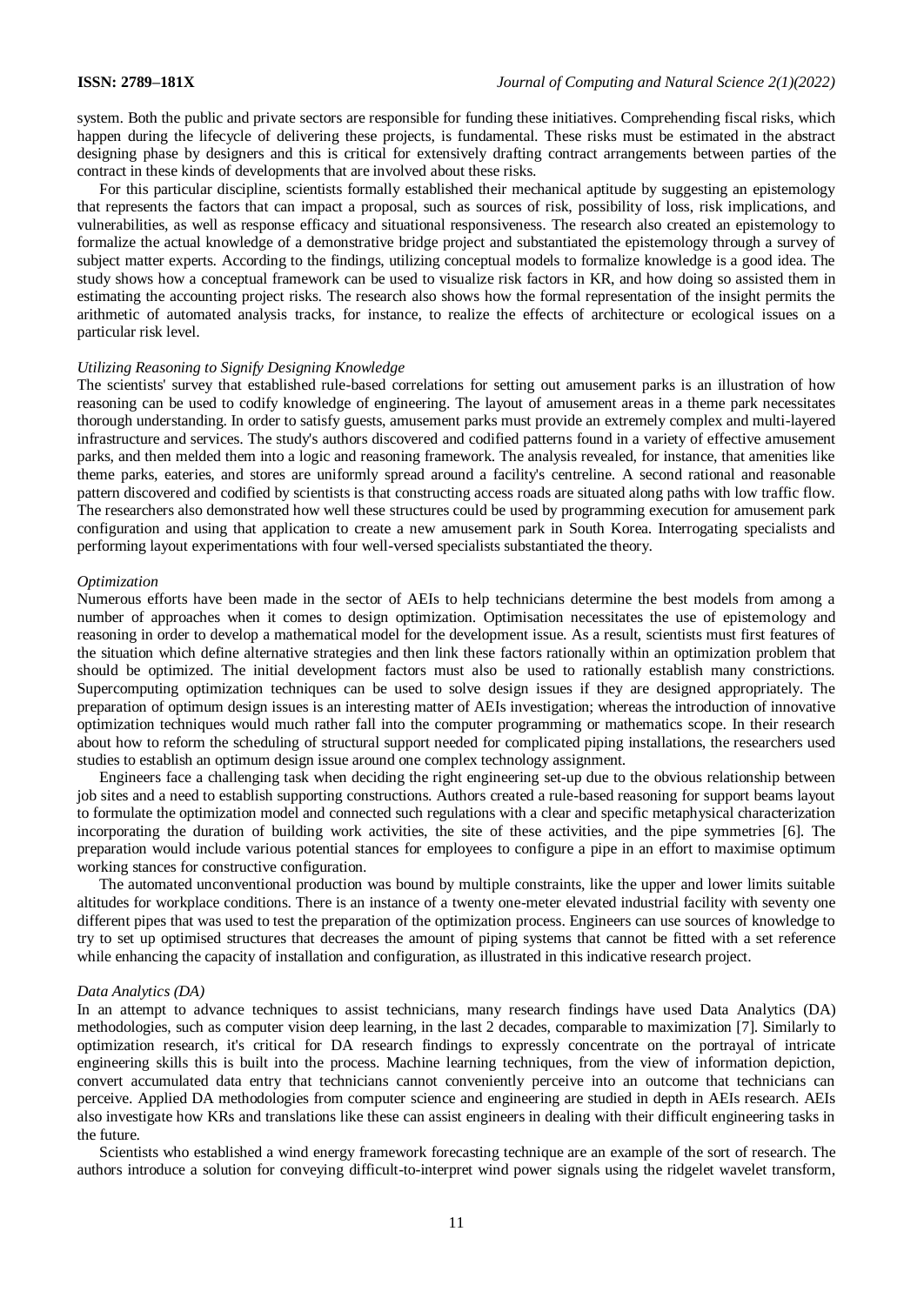system. Both the public and private sectors are responsible for funding these initiatives. Comprehending fiscal risks, which happen during the lifecycle of delivering these projects, is fundamental. These risks must be estimated in the abstract designing phase by designers and this is critical for extensively drafting contract arrangements between parties of the contract in these kinds of developments that are involved about these risks.

For this particular discipline, scientists formally established their mechanical aptitude by suggesting an epistemology that represents the factors that can impact a proposal, such as sources of risk, possibility of loss, risk implications, and vulnerabilities, as well as response efficacy and situational responsiveness. The research also created an epistemology to formalize the actual knowledge of a demonstrative bridge project and substantiated the epistemology through a survey of subject matter experts. According to the findings, utilizing conceptual models to formalize knowledge is a good idea. The study shows how a conceptual framework can be used to visualize risk factors in KR, and how doing so assisted them in estimating the accounting project risks. The research also shows how the formal representation of the insight permits the arithmetic of automated analysis tracks, for instance, to realize the effects of architecture or ecological issues on a particular risk level.

*Utilizing Reasoning to Signify Designing Knowledge*

The scientists' survey that established rule-based correlations for setting out amusement parks is an illustration of how reasoning can be used to codify knowledge of engineering. The layout of amusement areas in a theme park necessitates thorough understanding. In order to satisfy guests, amusement parks must provide an extremely complex and multi-layered infrastructure and services. The study's authors discovered and codified patterns found in a variety of effective amusement parks, and then melded them into a logic and reasoning framework. The analysis revealed, for instance, that amenities like theme parks, eateries, and stores are uniformly spread around a facility's centreline. A second rational and reasonable pattern discovered and codified by scientists is that constructing access roads are situated along paths with low traffic flow. The researchers also demonstrated how well these structures could be used by programming execution for amusement park configuration and using that application to create a new amusement park in South Korea. Interrogating specialists and performing layout experimentations with four well-versed specialists substantiated the theory.

*Optimization*

Numerous efforts have been made in the sector of AEIs to help technicians determine the best models from among a number of approaches when it comes to design optimization. Optimisation necessitates the use of epistemology and reasoning in order to develop a mathematical model for the development issue. As a result, scientists must first features of the situation which define alternative strategies and then link these factors rationally within an optimization problem that should be optimized. The initial development factors must also be used to rationally establish many constrictions. Supercomputing optimization techniques can be used to solve design issues if they are designed appropriately. The preparation of optimum design issues is an interesting matter of AEIs investigation; whereas the introduction of innovative optimization techniques would much rather fall into the computer programming or mathematics scope. In their research about how to reform the scheduling of structural support needed for complicated piping installations, the researchers used studies to establish an optimum design issue around one complex technology assignment.

Engineers face a challenging task when deciding the right engineering set-up due to the obvious relationship between job sites and a need to establish supporting constructions. Authors created a rule-based reasoning for support beams layout to formulate the optimization model and connected such regulations with a clear and specific metaphysical characterization incorporating the duration of building work activities, the site of these activities, and the pipe symmetries [6]. The preparation would include various potential stances for employees to configure a pipe in an effort to maximise optimum working stances for constructive configuration.

The automated unconventional production was bound by multiple constraints, like the upper and lower limits suitable altitudes for workplace conditions. There is an instance of a twenty one-meter elevated industrial facility with seventy one different pipes that was used to test the preparation of the optimization process. Engineers can use sources of knowledge to try to set up optimised structures that decreases the amount of piping systems that cannot be fitted with a set reference while enhancing the capacity of installation and configuration, as illustrated in this indicative research project.

*Data Analytics (DA)*

In an attempt to advance techniques to assist technicians, many research findings have used Data Analytics (DA) methodologies, such as computer vision deep learning, in the last 2 decades, comparable to maximization [7]. Similarly to optimization research, it's critical for DA research findings to expressly concentrate on the portrayal of intricate engineering skills this is built into the process. Machine learning techniques, from the view of information depiction, convert accumulated data entry that technicians cannot conveniently perceive into an outcome that technicians can perceive. Applied DA methodologies from computer science and engineering are studied in depth in AEIs research. AEIs also investigate how KRs and translations like these can assist engineers in dealing with their difficult engineering tasks in the future.

Scientists who established a wind energy framework forecasting technique are an example of the sort of research. The authors introduce a solution for conveying difficult-to-interpret wind power signals using the ridgelet wavelet transform,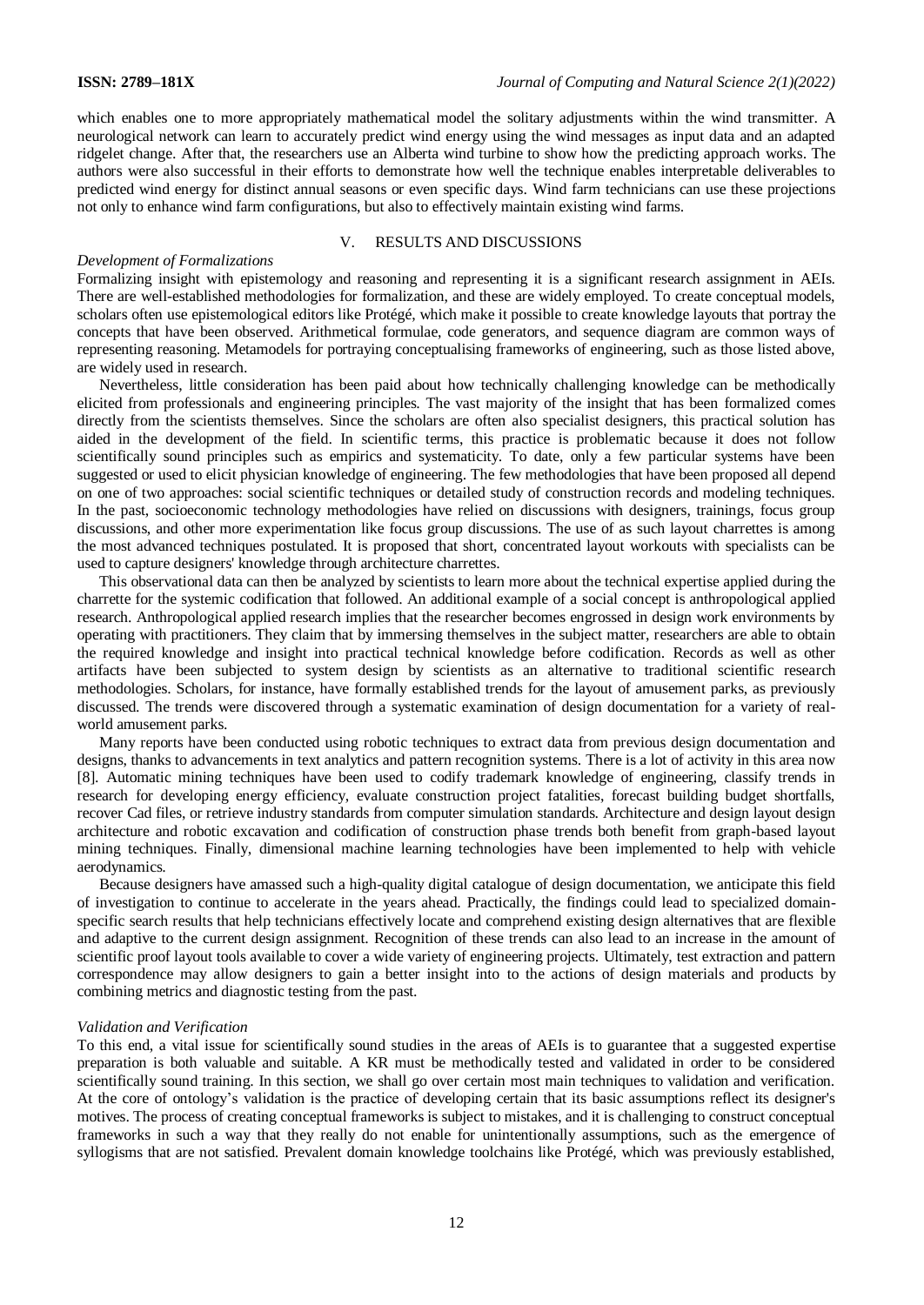which enables one to more appropriately mathematical model the solitary adjustments within the wind transmitter. A neurological network can learn to accurately predict wind energy using the wind messages as input data and an adapted ridgelet change. After that, the researchers use an Alberta wind turbine to show how the predicting approach works. The authors were also successful in their efforts to demonstrate how well the technique enables interpretable deliverables to predicted wind energy for distinct annual seasons or even specific days. Wind farm technicians can use these projections not only to enhance wind farm configurations, but also to effectively maintain existing wind farms.

## V. RESULTS AND DISCUSSIONS

### *Development of Formalizations*

Formalizing insight with epistemology and reasoning and representing it is a significant research assignment in AEIs. There are well-established methodologies for formalization, and these are widely employed. To create conceptual models, scholars often use epistemological editors like Protégé, which make it possible to create knowledge layouts that portray the concepts that have been observed. Arithmetical formulae, code generators, and sequence diagram are common ways of representing reasoning. Metamodels for portraying conceptualising frameworks of engineering, such as those listed above, are widely used in research.

Nevertheless, little consideration has been paid about how technically challenging knowledge can be methodically elicited from professionals and engineering principles. The vast majority of the insight that has been formalized comes directly from the scientists themselves. Since the scholars are often also specialist designers, this practical solution has aided in the development of the field. In scientific terms, this practice is problematic because it does not follow scientifically sound principles such as empirics and systematicity. To date, only a few particular systems have been suggested or used to elicit physician knowledge of engineering. The few methodologies that have been proposed all depend on one of two approaches: social scientific techniques or detailed study of construction records and modeling techniques. In the past, socioeconomic technology methodologies have relied on discussions with designers, trainings, focus group discussions, and other more experimentation like focus group discussions. The use of as such layout charrettes is among the most advanced techniques postulated. It is proposed that short, concentrated layout workouts with specialists can be used to capture designers' knowledge through architecture charrettes.

This observational data can then be analyzed by scientists to learn more about the technical expertise applied during the charrette for the systemic codification that followed. An additional example of a social concept is anthropological applied research. Anthropological applied research implies that the researcher becomes engrossed in design work environments by operating with practitioners. They claim that by immersing themselves in the subject matter, researchers are able to obtain the required knowledge and insight into practical technical knowledge before codification. Records as well as other artifacts have been subjected to system design by scientists as an alternative to traditional scientific research methodologies. Scholars, for instance, have formally established trends for the layout of amusement parks, as previously discussed. The trends were discovered through a systematic examination of design documentation for a variety of real-world amusement parks.

Many reports have been conducted using robotic techniques to extract data from previous design documentation and designs, thanks to advancements in text analytics and pattern recognition systems. There is a lot of activity in this area now [8]. Automatic mining techniques have been used to codify trademark knowledge of engineering, classify trends in research for developing energy efficiency, evaluate construction project fatalities, forecast building budget shortfalls, recover Cad files, or retrieve industry standards from computer simulation standards. Architecture and design layout design architecture and robotic excavation and codification of construction phase trends both benefit from graph-based layout mining techniques. Finally, dimensional machine learning technologies have been implemented to help with vehicle aerodynamics.

Because designers have amassed such a high-quality digital catalogue of design documentation, we anticipate this field of investigation to continue to accelerate in the years ahead. Practically, the findings could lead to specialized domain-specific search results that help technicians effectively locate and comprehend existing design alternatives that are flexible and adaptive to the current design assignment. Recognition of these trends can also lead to an increase in the amount of scientific proof layout tools available to cover a wide variety of engineering projects. Ultimately, test extraction and pattern correspondence may allow designers to gain a better insight into to the actions of design materials and products by combining metrics and diagnostic testing from the past.

### *Validation and Verification*

To this end, a vital issue for scientifically sound studies in the areas of AEIs is to guarantee that a suggested expertise preparation is both valuable and suitable. A KR must be methodically tested and validated in order to be considered scientifically sound training. In this section, we shall go over certain most main techniques to validation and verification. At the core of ontology's validation is the practice of developing certain that its basic assumptions reflect its designer's motives. The process of creating conceptual frameworks is subject to mistakes, and it is challenging to construct conceptual frameworks in such a way that they really do not enable for unintentionally assumptions, such as the emergence of syllogisms that are not satisfied. Prevalent domain knowledge toolchains like Protégé, which was previously established,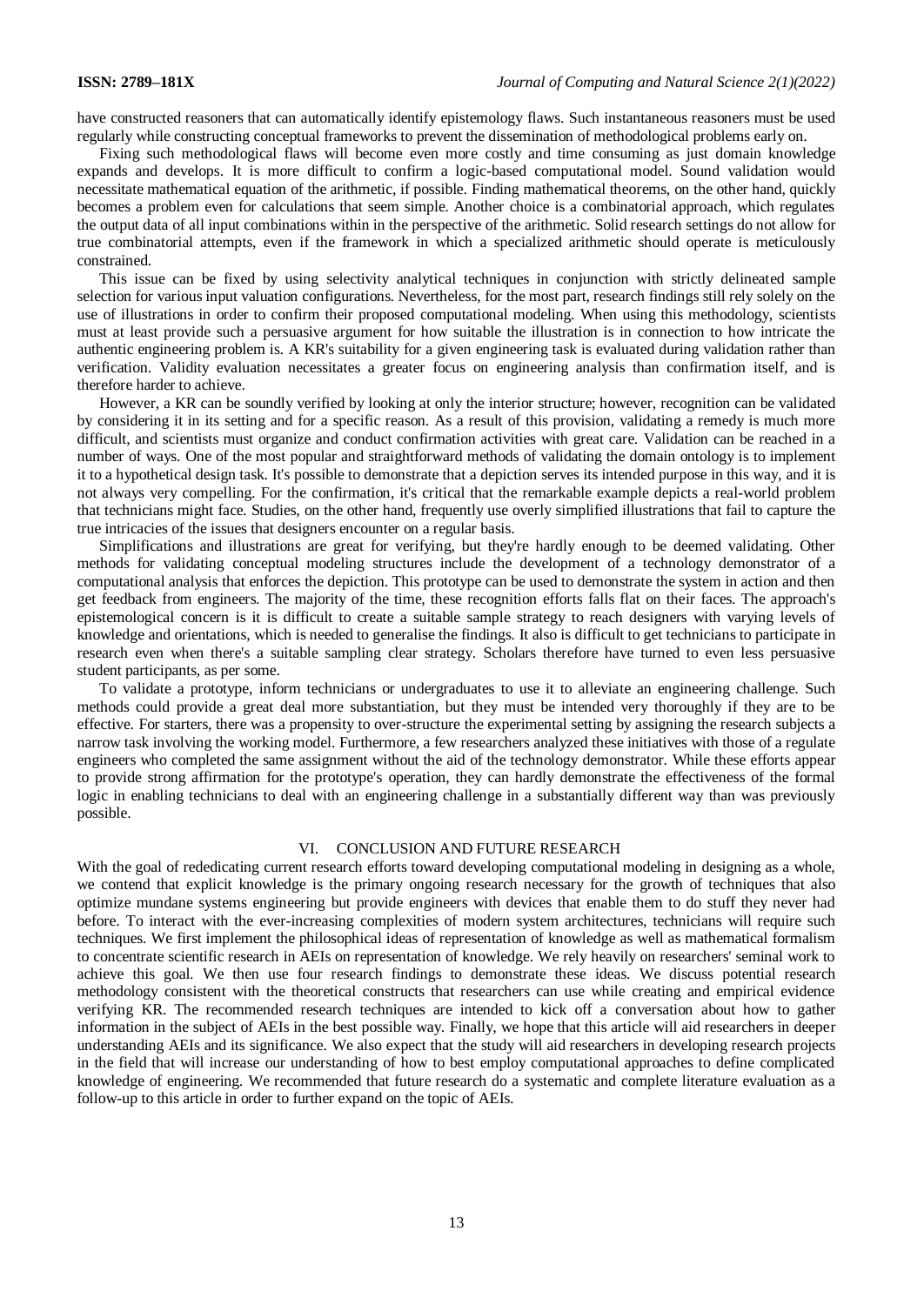have constructed reasoners that can automatically identify epistemology flaws. Such instantaneous reasoners must be used regularly while constructing conceptual frameworks to prevent the dissemination of methodological problems early on.

Fixing such methodological flaws will become even more costly and time consuming as just domain knowledge expands and develops. It is more difficult to confirm a logic-based computational model. Sound validation would necessitate mathematical equation of the arithmetic, if possible. Finding mathematical theorems, on the other hand, quickly becomes a problem even for calculations that seem simple. Another choice is a combinatorial approach, which regulates the output data of all input combinations within in the perspective of the arithmetic. Solid research settings do not allow for true combinatorial attempts, even if the framework in which a specialized arithmetic should operate is meticulously constrained.

This issue can be fixed by using selectivity analytical techniques in conjunction with strictly delineated sample selection for various input valuation configurations. Nevertheless, for the most part, research findings still rely solely on the use of illustrations in order to confirm their proposed computational modeling. When using this methodology, scientists must at least provide such a persuasive argument for how suitable the illustration is in connection to how intricate the authentic engineering problem is. A KR's suitability for a given engineering task is evaluated during validation rather than verification. Validity evaluation necessitates a greater focus on engineering analysis than confirmation itself, and is therefore harder to achieve.

However, a KR can be soundly verified by looking at only the interior structure; however, recognition can be validated by considering it in its setting and for a specific reason. As a result of this provision, validating a remedy is much more difficult, and scientists must organize and conduct confirmation activities with great care. Validation can be reached in a number of ways. One of the most popular and straightforward methods of validating the domain ontology is to implement it to a hypothetical design task. It's possible to demonstrate that a depiction serves its intended purpose in this way, and it is not always very compelling. For the confirmation, it's critical that the remarkable example depicts a real-world problem that technicians might face. Studies, on the other hand, frequently use overly simplified illustrations that fail to capture the true intricacies of the issues that designers encounter on a regular basis.

Simplifications and illustrations are great for verifying, but they're hardly enough to be deemed validating. Other methods for validating conceptual modeling structures include the development of a technology demonstrator of a computational analysis that enforces the depiction. This prototype can be used to demonstrate the system in action and then get feedback from engineers. The majority of the time, these recognition efforts falls flat on their faces. The approach's epistemological concern is it is difficult to create a suitable sample strategy to reach designers with varying levels of knowledge and orientations, which is needed to generalise the findings. It also is difficult to get technicians to participate in research even when there's a suitable sampling clear strategy. Scholars therefore have turned to even less persuasive student participants, as per some.

To validate a prototype, inform technicians or undergraduates to use it to alleviate an engineering challenge. Such methods could provide a great deal more substantiation, but they must be intended very thoroughly if they are to be effective. For starters, there was a propensity to over-structure the experimental setting by assigning the research subjects a narrow task involving the working model. Furthermore, a few researchers analyzed these initiatives with those of a regulate engineers who completed the same assignment without the aid of the technology demonstrator. While these efforts appear to provide strong affirmation for the prototype's operation, they can hardly demonstrate the effectiveness of the formal logic in enabling technicians to deal with an engineering challenge in a substantially different way than was previously possible.

## VI. CONCLUSION AND FUTURE RESEARCH

With the goal of rededicating current research efforts toward developing computational modeling in designing as a whole, we contend that explicit knowledge is the primary ongoing research necessary for the growth of techniques that also optimize mundane systems engineering but provide engineers with devices that enable them to do stuff they never had before. To interact with the ever-increasing complexities of modern system architectures, technicians will require such techniques. We first implement the philosophical ideas of representation of knowledge as well as mathematical formalism to concentrate scientific research in AEIs on representation of knowledge. We rely heavily on researchers' seminal work to achieve this goal. We then use four research findings to demonstrate these ideas. We discuss potential research methodology consistent with the theoretical constructs that researchers can use while creating and empirical evidence verifying KR. The recommended research techniques are intended to kick off a conversation about how to gather information in the subject of AEIs in the best possible way. Finally, we hope that this article will aid researchers in deeper understanding AEIs and its significance. We also expect that the study will aid researchers in developing research projects in the field that will increase our understanding of how to best employ computational approaches to define complicated knowledge of engineering. We recommended that future research do a systematic and complete literature evaluation as a follow-up to this article in order to further expand on the topic of AEIs.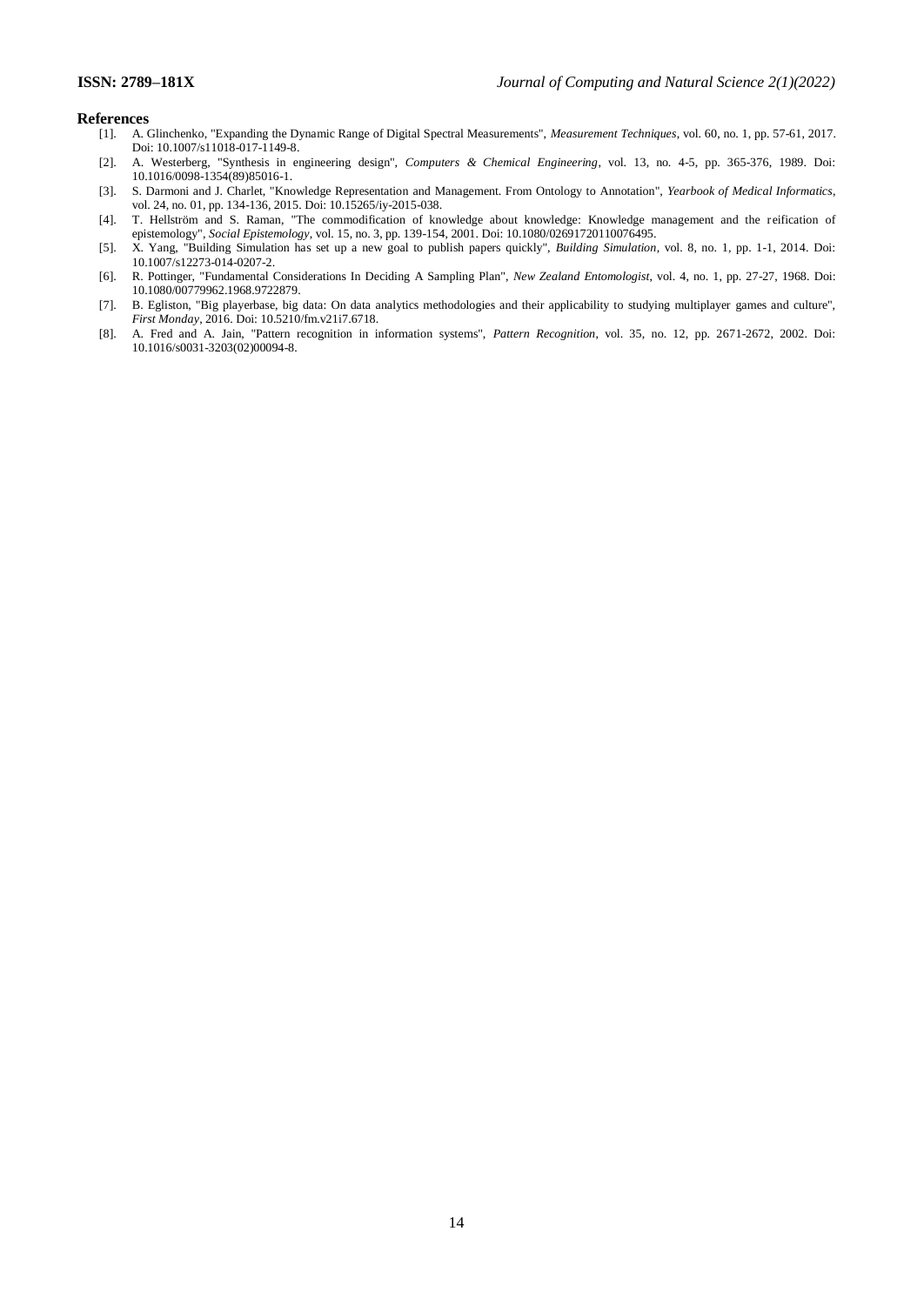## References

[1]. A. Glinchenko, "Expanding the Dynamic Range of Digital Spectral Measurements", *Measurement Techniques*, vol. 60, no. 1, pp. 57-61, 2017. Doi: 10.1007/s11018-017-1149-8.

[2]. A. Westerberg, "Synthesis in engineering design", *Computers & Chemical Engineering*, vol. 13, no. 4-5, pp. 365-376, 1989. Doi: 10.1016/0098-1354(89)85016-1.

[3]. S. Darmoni and J. Charlet, "Knowledge Representation and Management. From Ontology to Annotation", *Yearbook of Medical Informatics*, vol. 24, no. 01, pp. 134-136, 2015. Doi: 10.15265/iy-2015-038.

[4]. T. Hellström and S. Raman, "The commodification of knowledge about knowledge: Knowledge management and the reification of epistemology", *Social Epistemology*, vol. 15, no. 3, pp. 139-154, 2001. Doi: 10.1080/02691720110076495.

[5]. X. Yang, "Building Simulation has set up a new goal to publish papers quickly", *Building Simulation*, vol. 8, no. 1, pp. 1-1, 2014. Doi: 10.1007/s12273-014-0207-2.

[6]. R. Pottinger, "Fundamental Considerations In Deciding A Sampling Plan", *New Zealand Entomologist*, vol. 4, no. 1, pp. 27-27, 1968. Doi: 10.1080/00779962.1968.9722879.

[7]. B. Egliston, "Big playerbase, big data: On data analytics methodologies and their applicability to studying multiplayer games and culture", *First Monday*, 2016. Doi: 10.5210/fm.v21i7.6718.

[8]. A. Fred and A. Jain, "Pattern recognition in information systems", *Pattern Recognition*, vol. 35, no. 12, pp. 2671-2672, 2002. Doi: 10.1016/s0031-3203(02)00094-8.